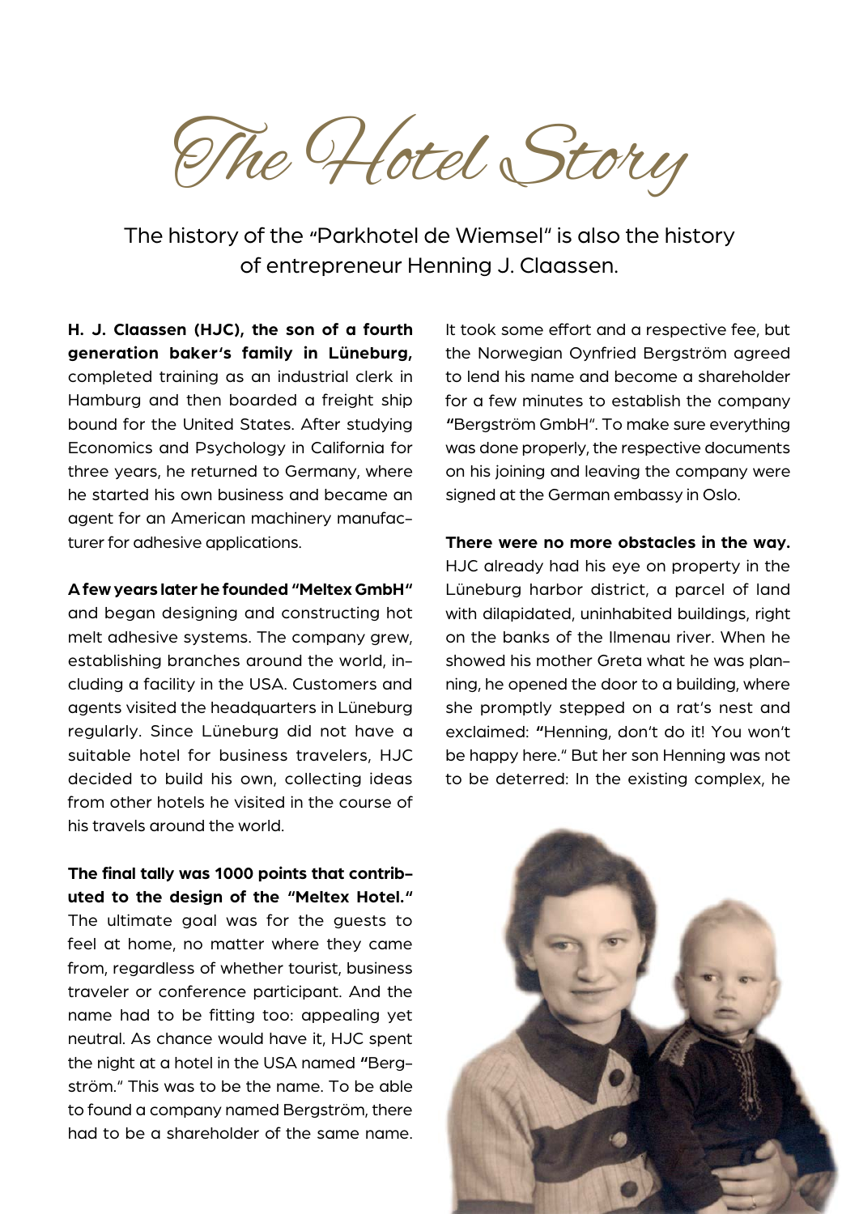# The Hotel Story

The history of the "Parkhotel de Wiemsel" is also the history of entrepreneur Henning J. Claassen.

**H. J. Claassen (HJC), the son of a fourth generation baker's family in Lüneburg,** completed training as an industrial clerk in Hamburg and then boarded a freight ship bound for the United States. After studying Economics and Psychology in California for three years, he returned to Germany, where he started his own business and became an agent for an American machinery manufacturer for adhesive applications.

**A few years later he founded "Meltex GmbH"** and began designing and constructing hot melt adhesive systems. The company grew, establishing branches around the world, including a facility in the USA. Customers and agents visited the headquarters in Lüneburg regularly. Since Lüneburg did not have a suitable hotel for business travelers, HJC decided to build his own, collecting ideas from other hotels he visited in the course of his travels around the world.

**The final tally was 1000 points that contributed to the design of the "Meltex Hotel."** The ultimate goal was for the guests to feel at home, no matter where they came from, regardless of whether tourist, business traveler or conference participant. And the name had to be fitting too: appealing yet neutral. As chance would have it, HJC spent the night at a hotel in the USA named "Bergström." This was to be the name. To be able to found a company named Bergström, there had to be a shareholder of the same name. It took some effort and a respective fee, but the Norwegian Oynfried Bergström agreed to lend his name and become a shareholder for a few minutes to establish the company "Bergström GmbH". To make sure everything was done properly, the respective documents on his joining and leaving the company were signed at the German embassy in Oslo.

**There were no more obstacles in the way.** HJC already had his eye on property in the Lüneburg harbor district, a parcel of land with dilapidated, uninhabited buildings, right on the banks of the Ilmenau river. When he showed his mother Greta what he was planning, he opened the door to a building, where she promptly stepped on a rat's nest and exclaimed: "Henning, don't do it! You won't be happy here." But her son Henning was not to be deterred: In the existing complex, he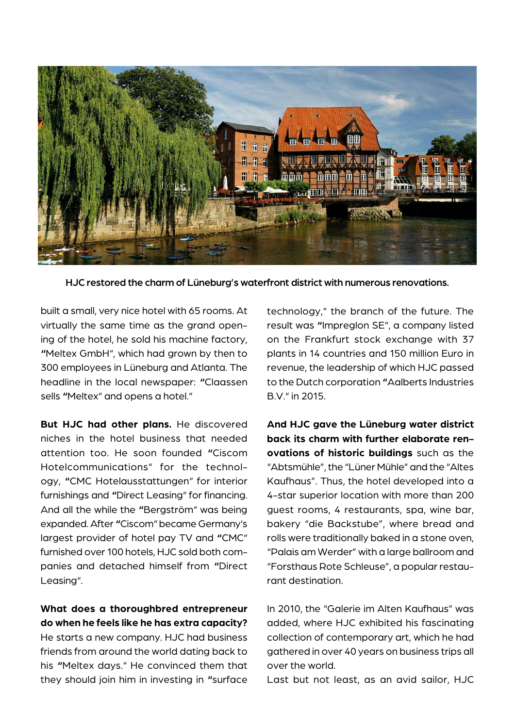**HJC restored the charm of Lüneburg's waterfront district with numerous renovations.**

built a small, very nice hotel with 65 rooms. At virtually the same time as the grand opening of the hotel, he sold his machine factory, "Meltex GmbH", which had grown by then to 300 employees in Lüneburg and Atlanta. The headline in the local newspaper: "Claassen sells "Meltex" and opens a hotel."

**But HJC had other plans.** He discovered niches in the hotel business that needed attention too. He soon founded "Ciscom Hotelcommunications" for the technology, "CMC Hotelausstattungen" for interior furnishings and "Direct Leasing" for financing. And all the while the "Bergström" was being expanded. After "Ciscom" became Germany's largest provider of hotel pay TV and "CMC" furnished over 100 hotels, HJC sold both companies and detached himself from "Direct Leasing".

**What does a thoroughbred entrepreneur do when he feels like he has extra capacity?** He starts a new company. HJC had business friends from around the world dating back to his "Meltex days." He convinced them that they should join him in investing in "surface technology," the branch of the future. The result was "Impreglon SE", a company listed on the Frankfurt stock exchange with 37 plants in 14 countries and 150 million Euro in revenue, the leadership of which HJC passed to the Dutch corporation "Aalberts Industries B.V." in 2015.

**And HJC gave the Lüneburg water district back its charm with further elaborate renovations of historic buildings** such as the "Abtsmühle", the "Lüner Mühle" and the "Altes Kaufhaus". Thus, the hotel developed into a 4-star superior location with more than 200 guest rooms, 4 restaurants, spa, wine bar, bakery "die Backstube", where bread and rolls were traditionally baked in a stone oven, "Palais am Werder" with a large ballroom and "Forsthaus Rote Schleuse", a popular restaurant destination.

In 2010, the "Galerie im Alten Kaufhaus" was added, where HJC exhibited his fascinating collection of contemporary art, which he had gathered in over 40 years on business trips all over the world.

Last but not least, as an avid sailor, HJC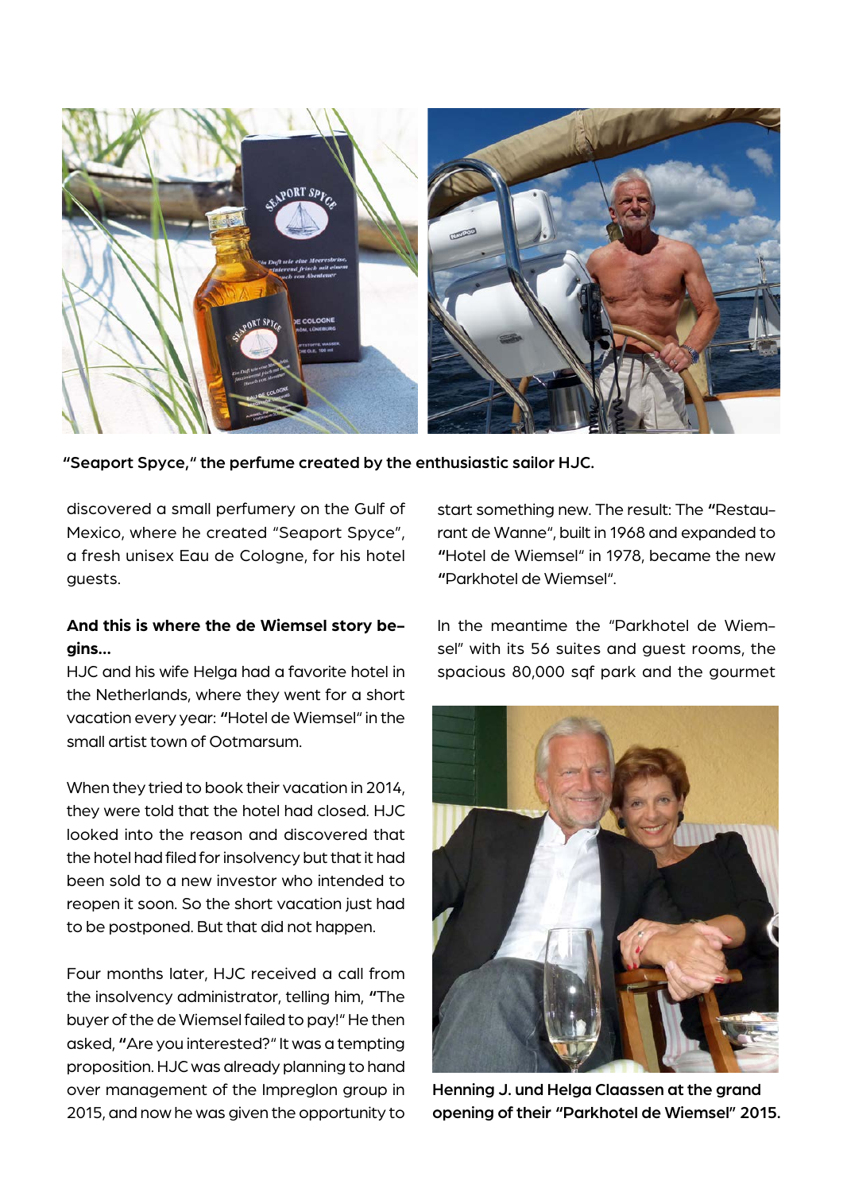**"Seaport Spyce," the perfume created by the enthusiastic sailor HJC.**

discovered a small perfumery on the Gulf of Mexico, where he created "Seaport Spyce", a fresh unisex Eau de Cologne, for his hotel guests.

**And this is where the de Wiemsel story begins...**

HJC and his wife Helga had a favorite hotel in the Netherlands, where they went for a short vacation every year: **"**Hotel de Wiemsel" in the small artist town of Ootmarsum.

When they tried to book their vacation in 2014, they were told that the hotel had closed. HJC looked into the reason and discovered that the hotel had filed for insolvency but that it had been sold to a new investor who intended to reopen it soon. So the short vacation just had to be postponed. But that did not happen.

Four months later, HJC received a call from the insolvency administrator, telling him, **"**The buyer of the de Wiemsel failed to pay!" He then asked, **"**Are you interested?" It was a tempting proposition. HJC was already planning to hand over management of the Impreglon group in 2015, and now he was given the opportunity to start something new. The result: The **"**Restaurant de Wanne", built in 1968 and expanded to **"**Hotel de Wiemsel" in 1978, became the new **"**Parkhotel de Wiemsel".

In the meantime the "Parkhotel de Wiemsel" with its 56 suites and guest rooms, the spacious 80,000 sqf park and the gourmet

**Henning J. und Helga Claassen at the grand opening of their "Parkhotel de Wiemsel" 2015.**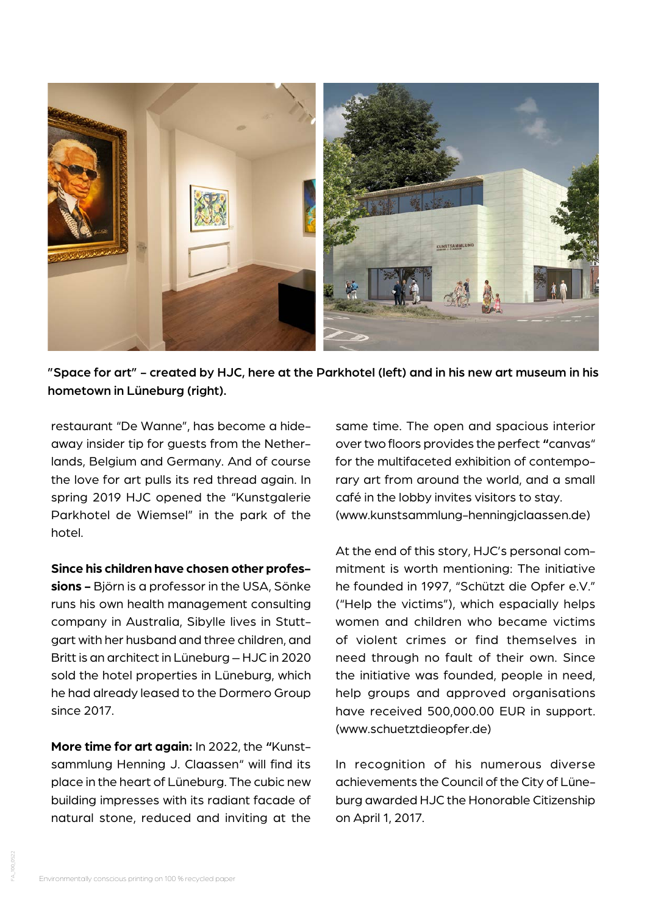**"Space for art" – created by HJC, here at the Parkhotel (left) and in his new art museum in his hometown in Lüneburg (right).**

restaurant "De Wanne", has become a hideaway insider tip for guests from the Netherlands, Belgium and Germany. And of course the love for art pulls its red thread again. In spring 2019 HJC opened the "Kunstgalerie Parkhotel de Wiemsel" in the park of the hotel.

**Since his children have chosen other professions –** Björn is a professor in the USA, Sönke runs his own health management consulting company in Australia, Sibylle lives in Stuttgart with her husband and three children, and Britt is an architect in Lüneburg – HJC in 2020 sold the hotel properties in Lüneburg, which he had already leased to the Dormero Group since 2017.

**More time for art again:** In 2022, the "Kunstsammlung Henning J. Claassen" will find its place in the heart of Lüneburg. The cubic new building impresses with its radiant facade of natural stone, reduced and inviting at the same time. The open and spacious interior over two floors provides the perfect "canvas" for the multifaceted exhibition of contemporary art from around the world, and a small café in the lobby invites visitors to stay. (www.kunstsammlung-henningjclaassen.de)

At the end of this story, HJC's personal commitment is worth mentioning: The initiative he founded in 1997, "Schützt die Opfer e.V." ("Help the victims"), which espacially helps women and children who became victims of violent crimes or find themselves in need through no fault of their own. Since the initiative was founded, people in need, help groups and approved organisations have received 500,000.00 EUR in support. (www.schuetztdieopfer.de)

In recognition of his numerous diverse achievements the Council of the City of Lüneburg awarded HJC the Honorable Citizenship on April 1, 2017.

Environmentally conscious printing on 100 % recycled paper